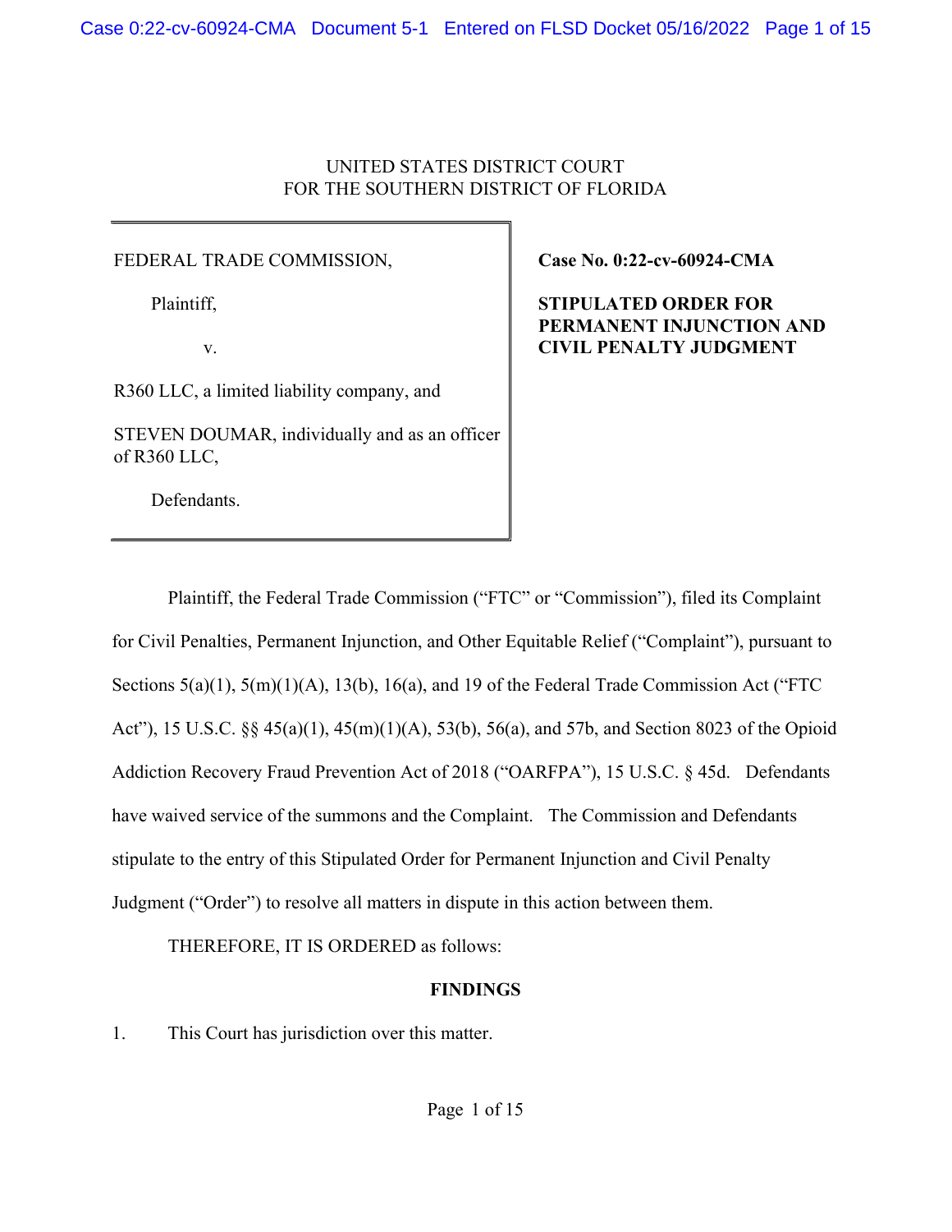UNITED STATES DISTRICT COURT
FOR THE SOUTHERN DISTRICT OF FLORIDA

| | |
|---|---|
| FEDERAL TRADE COMMISSION,<br><br>Plaintiff,<br><br>v.<br><br>R360 LLC, a limited liability company, and<br><br>STEVEN DOUMAR, individually and as an officer of R360 LLC,<br><br>Defendants. | **Case No. 0:22-cv-60924-CMA**<br><br>**STIPULATED ORDER FOR PERMANENT INJUNCTION AND CIVIL PENALTY JUDGMENT** |

Plaintiff, the Federal Trade Commission ("FTC" or "Commission"), filed its Complaint for Civil Penalties, Permanent Injunction, and Other Equitable Relief ("Complaint"), pursuant to Sections 5(a)(1), 5(m)(1)(A), 13(b), 16(a), and 19 of the Federal Trade Commission Act ("FTC Act"), 15 U.S.C. §§ 45(a)(1), 45(m)(1)(A), 53(b), 56(a), and 57b, and Section 8023 of the Opioid Addiction Recovery Fraud Prevention Act of 2018 ("OARFPA"), 15 U.S.C. § 45d. Defendants have waived service of the summons and the Complaint. The Commission and Defendants stipulate to the entry of this Stipulated Order for Permanent Injunction and Civil Penalty Judgment ("Order") to resolve all matters in dispute in this action between them.

THEREFORE, IT IS ORDERED as follows:

## FINDINGS

1. This Court has jurisdiction over this matter.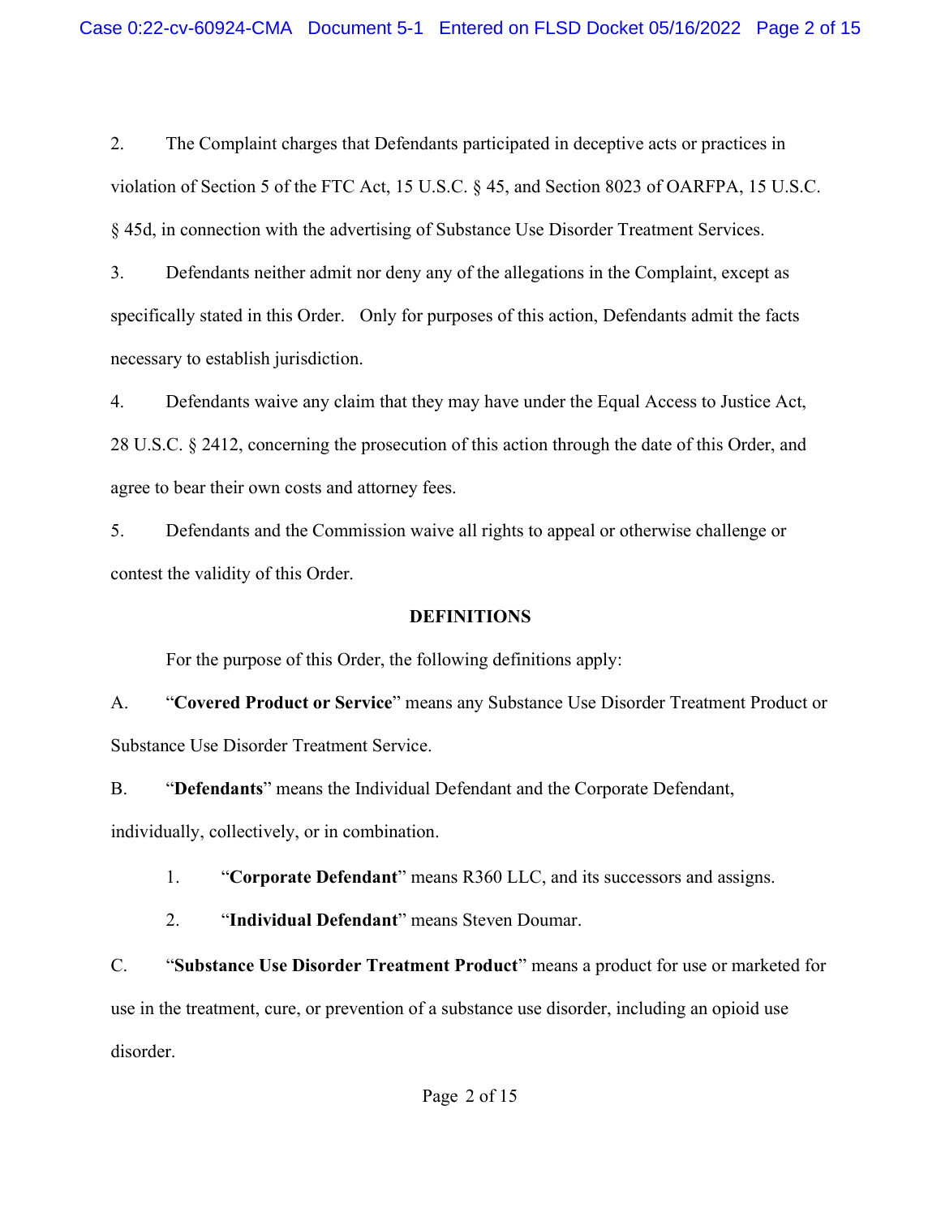2. The Complaint charges that Defendants participated in deceptive acts or practices in violation of Section 5 of the FTC Act, 15 U.S.C. § 45, and Section 8023 of OARFPA, 15 U.S.C. § 45d, in connection with the advertising of Substance Use Disorder Treatment Services.

3. Defendants neither admit nor deny any of the allegations in the Complaint, except as specifically stated in this Order. Only for purposes of this action, Defendants admit the facts necessary to establish jurisdiction.

4. Defendants waive any claim that they may have under the Equal Access to Justice Act, 28 U.S.C. § 2412, concerning the prosecution of this action through the date of this Order, and agree to bear their own costs and attorney fees.

5. Defendants and the Commission waive all rights to appeal or otherwise challenge or contest the validity of this Order.

## DEFINITIONS

For the purpose of this Order, the following definitions apply:

A. "**Covered Product or Service**" means any Substance Use Disorder Treatment Product or Substance Use Disorder Treatment Service.

B. "**Defendants**" means the Individual Defendant and the Corporate Defendant, individually, collectively, or in combination.

1. "**Corporate Defendant**" means R360 LLC, and its successors and assigns.

2. "**Individual Defendant**" means Steven Doumar.

C. "**Substance Use Disorder Treatment Product**" means a product for use or marketed for use in the treatment, cure, or prevention of a substance use disorder, including an opioid use disorder.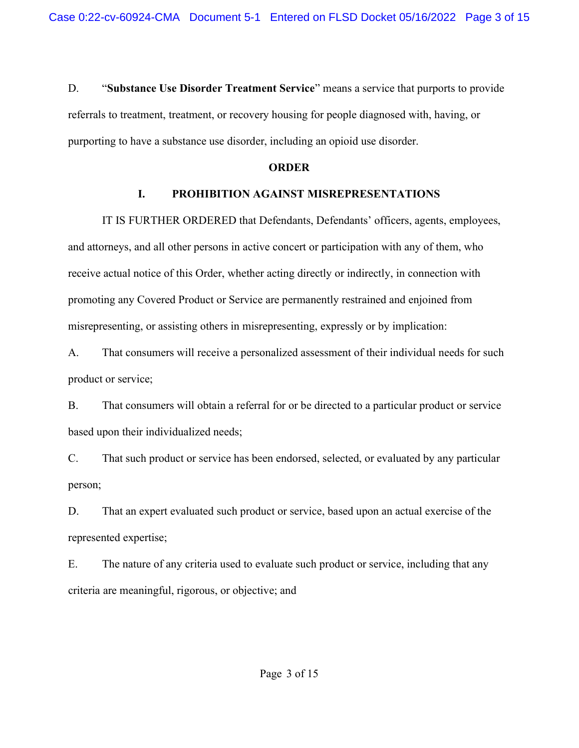D. "**Substance Use Disorder Treatment Service**" means a service that purports to provide referrals to treatment, treatment, or recovery housing for people diagnosed with, having, or purporting to have a substance use disorder, including an opioid use disorder.

## ORDER

### I. PROHIBITION AGAINST MISREPRESENTATIONS

IT IS FURTHER ORDERED that Defendants, Defendants' officers, agents, employees, and attorneys, and all other persons in active concert or participation with any of them, who receive actual notice of this Order, whether acting directly or indirectly, in connection with promoting any Covered Product or Service are permanently restrained and enjoined from misrepresenting, or assisting others in misrepresenting, expressly or by implication:

A. That consumers will receive a personalized assessment of their individual needs for such product or service;

B. That consumers will obtain a referral for or be directed to a particular product or service based upon their individualized needs;

C. That such product or service has been endorsed, selected, or evaluated by any particular person;

D. That an expert evaluated such product or service, based upon an actual exercise of the represented expertise;

E. The nature of any criteria used to evaluate such product or service, including that any criteria are meaningful, rigorous, or objective; and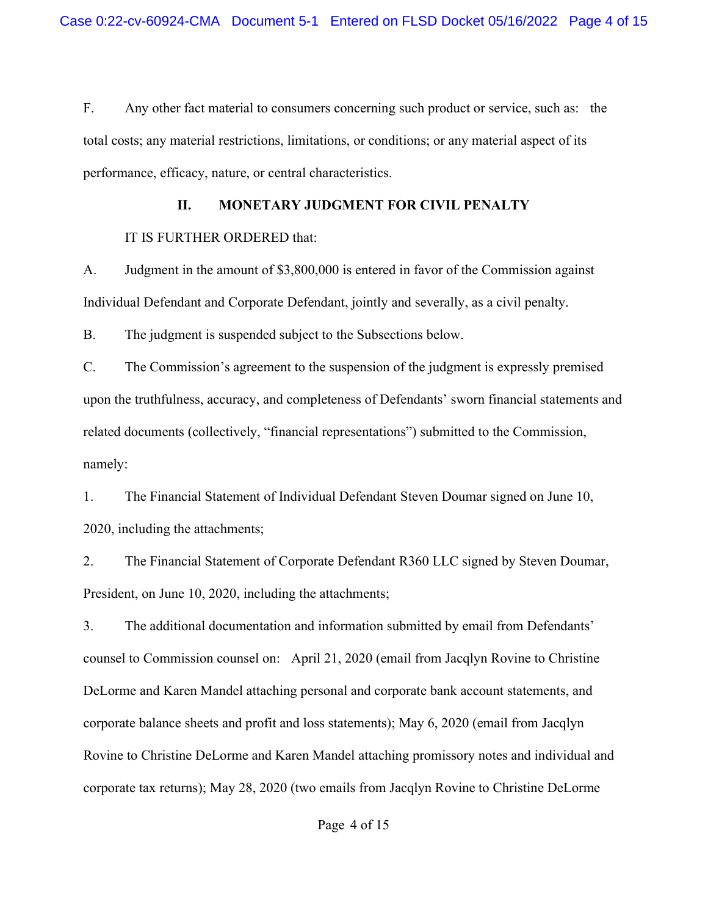F. Any other fact material to consumers concerning such product or service, such as: the total costs; any material restrictions, limitations, or conditions; or any material aspect of its performance, efficacy, nature, or central characteristics.

## II. MONETARY JUDGMENT FOR CIVIL PENALTY

IT IS FURTHER ORDERED that:

A. Judgment in the amount of $3,800,000 is entered in favor of the Commission against Individual Defendant and Corporate Defendant, jointly and severally, as a civil penalty.

B. The judgment is suspended subject to the Subsections below.

C. The Commission's agreement to the suspension of the judgment is expressly premised upon the truthfulness, accuracy, and completeness of Defendants' sworn financial statements and related documents (collectively, "financial representations") submitted to the Commission, namely:

1. The Financial Statement of Individual Defendant Steven Doumar signed on June 10, 2020, including the attachments;

2. The Financial Statement of Corporate Defendant R360 LLC signed by Steven Doumar, President, on June 10, 2020, including the attachments;

3. The additional documentation and information submitted by email from Defendants' counsel to Commission counsel on: April 21, 2020 (email from Jacqlyn Rovine to Christine DeLorme and Karen Mandel attaching personal and corporate bank account statements, and corporate balance sheets and profit and loss statements); May 6, 2020 (email from Jacqlyn Rovine to Christine DeLorme and Karen Mandel attaching promissory notes and individual and corporate tax returns); May 28, 2020 (two emails from Jacqlyn Rovine to Christine DeLorme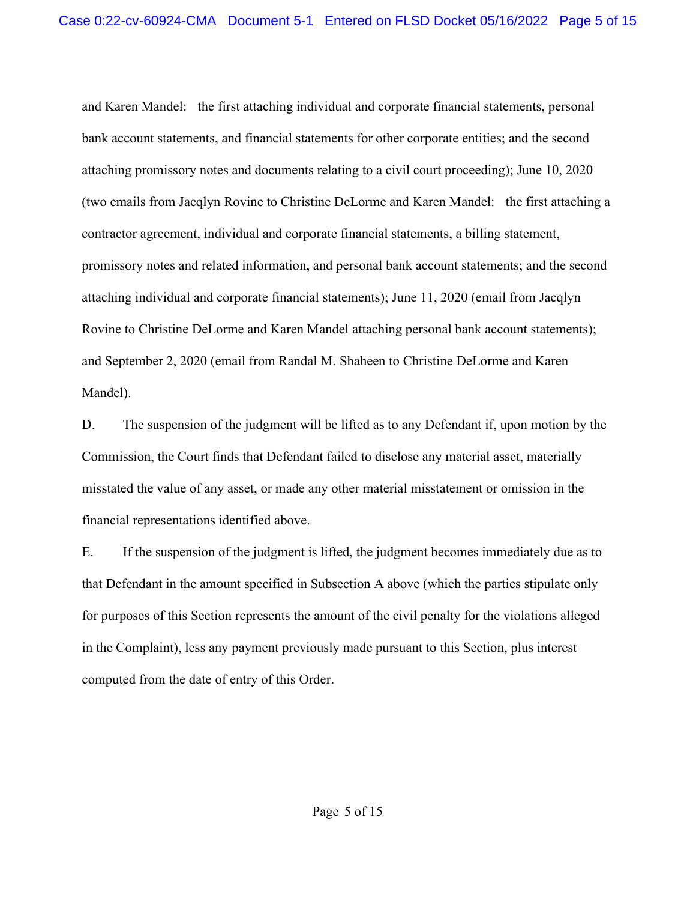and Karen Mandel: the first attaching individual and corporate financial statements, personal bank account statements, and financial statements for other corporate entities; and the second attaching promissory notes and documents relating to a civil court proceeding); June 10, 2020 (two emails from Jacqlyn Rovine to Christine DeLorme and Karen Mandel: the first attaching a contractor agreement, individual and corporate financial statements, a billing statement, promissory notes and related information, and personal bank account statements; and the second attaching individual and corporate financial statements); June 11, 2020 (email from Jacqlyn Rovine to Christine DeLorme and Karen Mandel attaching personal bank account statements); and September 2, 2020 (email from Randal M. Shaheen to Christine DeLorme and Karen Mandel).

D. The suspension of the judgment will be lifted as to any Defendant if, upon motion by the Commission, the Court finds that Defendant failed to disclose any material asset, materially misstated the value of any asset, or made any other material misstatement or omission in the financial representations identified above.

E. If the suspension of the judgment is lifted, the judgment becomes immediately due as to that Defendant in the amount specified in Subsection A above (which the parties stipulate only for purposes of this Section represents the amount of the civil penalty for the violations alleged in the Complaint), less any payment previously made pursuant to this Section, plus interest computed from the date of entry of this Order.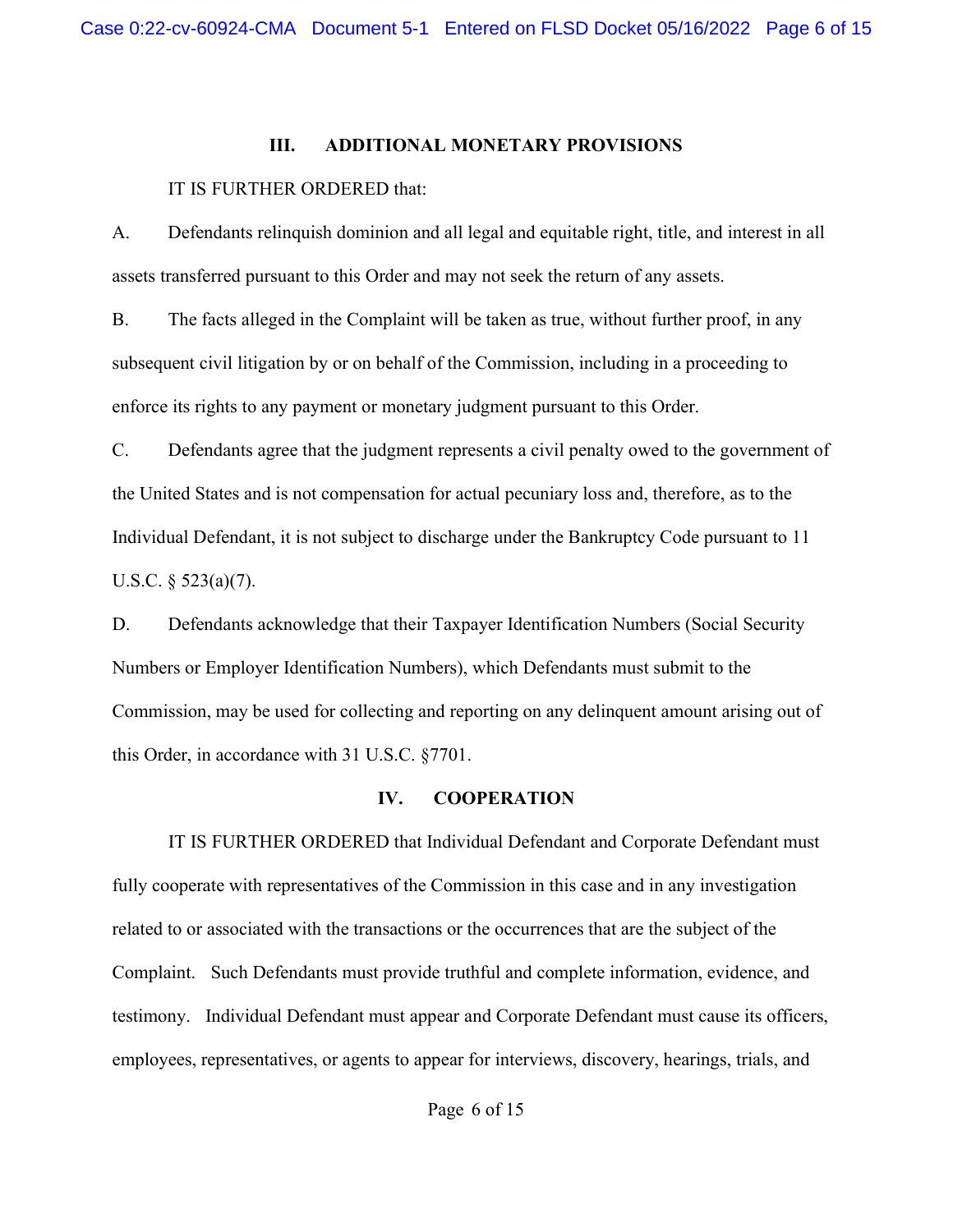## III. ADDITIONAL MONETARY PROVISIONS

IT IS FURTHER ORDERED that:

A. Defendants relinquish dominion and all legal and equitable right, title, and interest in all assets transferred pursuant to this Order and may not seek the return of any assets.

B. The facts alleged in the Complaint will be taken as true, without further proof, in any subsequent civil litigation by or on behalf of the Commission, including in a proceeding to enforce its rights to any payment or monetary judgment pursuant to this Order.

C. Defendants agree that the judgment represents a civil penalty owed to the government of the United States and is not compensation for actual pecuniary loss and, therefore, as to the Individual Defendant, it is not subject to discharge under the Bankruptcy Code pursuant to 11 U.S.C. § 523(a)(7).

D. Defendants acknowledge that their Taxpayer Identification Numbers (Social Security Numbers or Employer Identification Numbers), which Defendants must submit to the Commission, may be used for collecting and reporting on any delinquent amount arising out of this Order, in accordance with 31 U.S.C. §7701.

## IV. COOPERATION

IT IS FURTHER ORDERED that Individual Defendant and Corporate Defendant must fully cooperate with representatives of the Commission in this case and in any investigation related to or associated with the transactions or the occurrences that are the subject of the Complaint. Such Defendants must provide truthful and complete information, evidence, and testimony. Individual Defendant must appear and Corporate Defendant must cause its officers, employees, representatives, or agents to appear for interviews, discovery, hearings, trials, and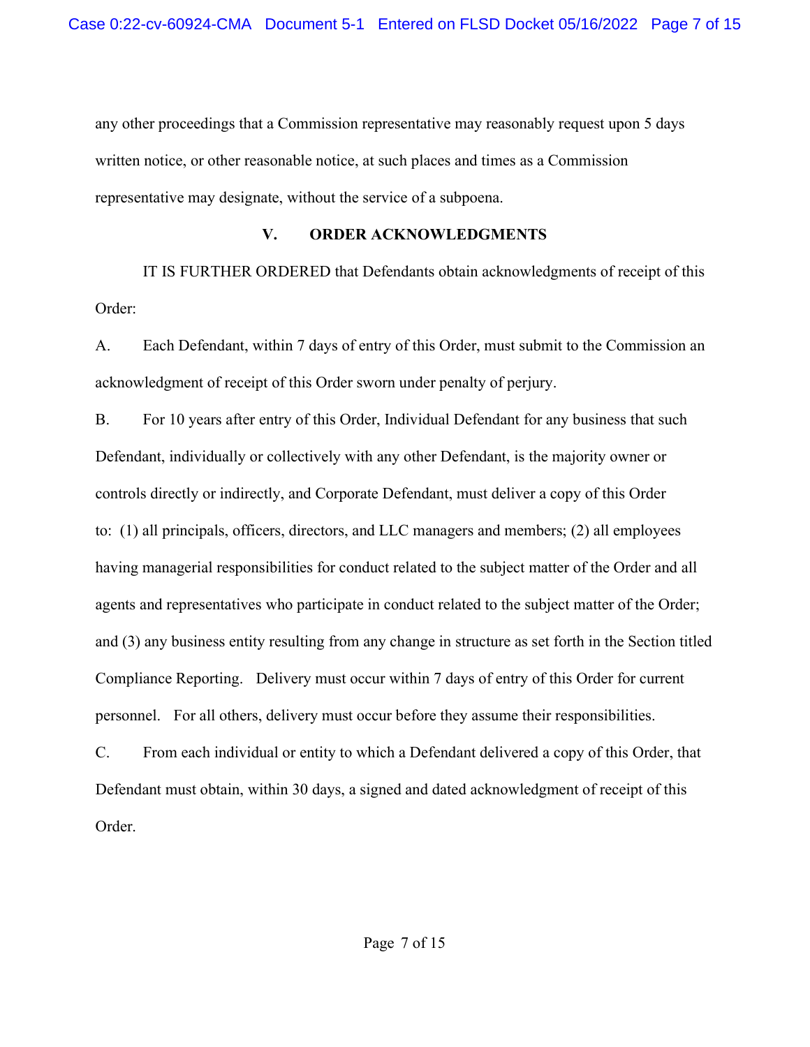any other proceedings that a Commission representative may reasonably request upon 5 days written notice, or other reasonable notice, at such places and times as a Commission representative may designate, without the service of a subpoena.

## V. ORDER ACKNOWLEDGMENTS

IT IS FURTHER ORDERED that Defendants obtain acknowledgments of receipt of this Order:

A. Each Defendant, within 7 days of entry of this Order, must submit to the Commission an acknowledgment of receipt of this Order sworn under penalty of perjury.

B. For 10 years after entry of this Order, Individual Defendant for any business that such Defendant, individually or collectively with any other Defendant, is the majority owner or controls directly or indirectly, and Corporate Defendant, must deliver a copy of this Order to: (1) all principals, officers, directors, and LLC managers and members; (2) all employees having managerial responsibilities for conduct related to the subject matter of the Order and all agents and representatives who participate in conduct related to the subject matter of the Order; and (3) any business entity resulting from any change in structure as set forth in the Section titled Compliance Reporting. Delivery must occur within 7 days of entry of this Order for current personnel. For all others, delivery must occur before they assume their responsibilities.

C. From each individual or entity to which a Defendant delivered a copy of this Order, that Defendant must obtain, within 30 days, a signed and dated acknowledgment of receipt of this Order.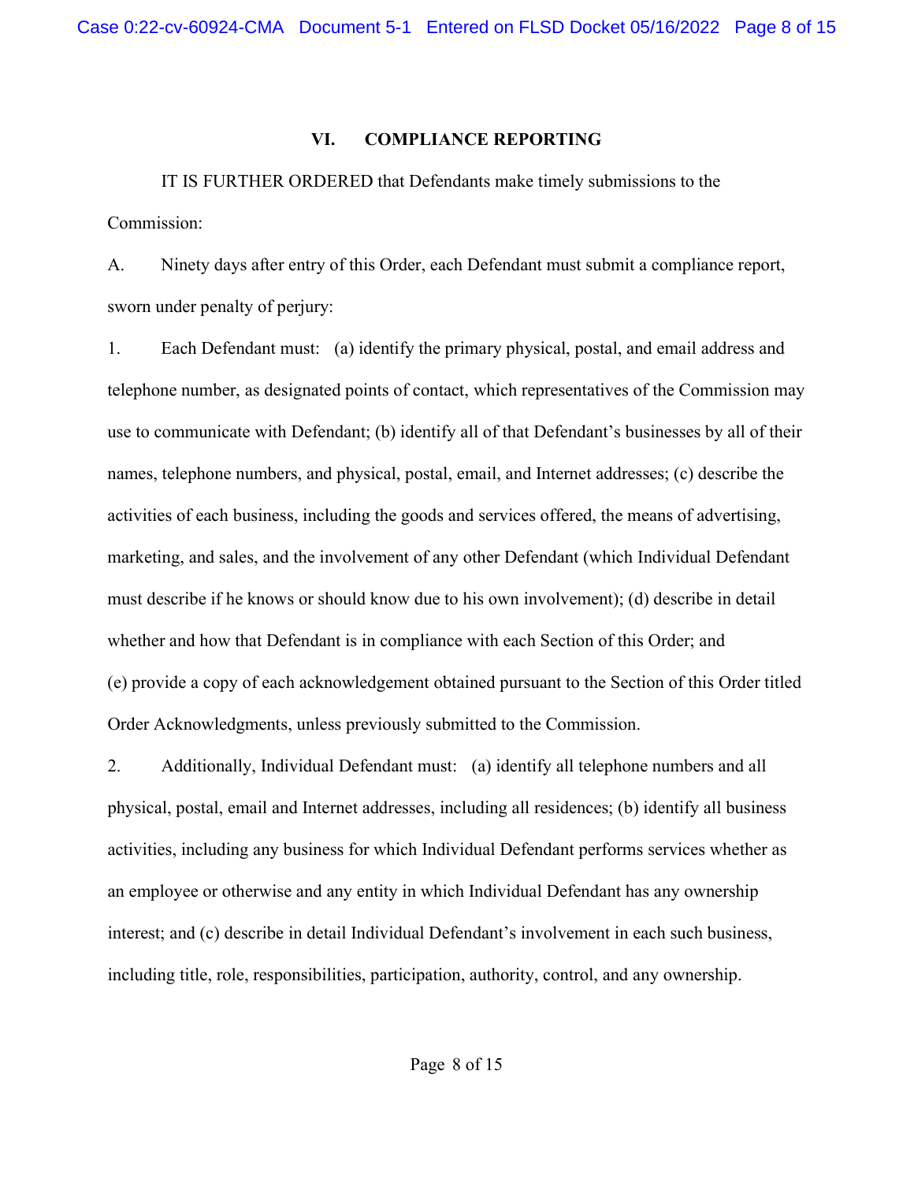## VI. COMPLIANCE REPORTING

IT IS FURTHER ORDERED that Defendants make timely submissions to the Commission:

A. Ninety days after entry of this Order, each Defendant must submit a compliance report, sworn under penalty of perjury:

1. Each Defendant must: (a) identify the primary physical, postal, and email address and telephone number, as designated points of contact, which representatives of the Commission may use to communicate with Defendant; (b) identify all of that Defendant's businesses by all of their names, telephone numbers, and physical, postal, email, and Internet addresses; (c) describe the activities of each business, including the goods and services offered, the means of advertising, marketing, and sales, and the involvement of any other Defendant (which Individual Defendant must describe if he knows or should know due to his own involvement); (d) describe in detail whether and how that Defendant is in compliance with each Section of this Order; and (e) provide a copy of each acknowledgement obtained pursuant to the Section of this Order titled Order Acknowledgments, unless previously submitted to the Commission.

2. Additionally, Individual Defendant must: (a) identify all telephone numbers and all physical, postal, email and Internet addresses, including all residences; (b) identify all business activities, including any business for which Individual Defendant performs services whether as an employee or otherwise and any entity in which Individual Defendant has any ownership interest; and (c) describe in detail Individual Defendant's involvement in each such business, including title, role, responsibilities, participation, authority, control, and any ownership.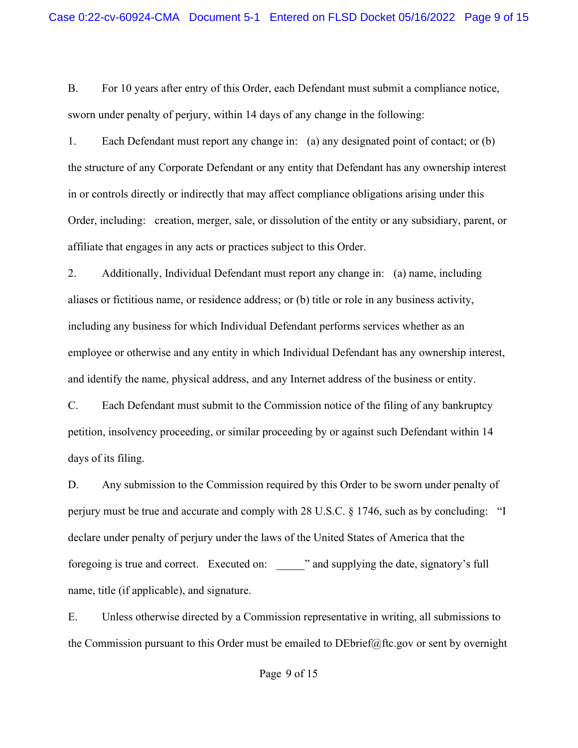B. For 10 years after entry of this Order, each Defendant must submit a compliance notice, sworn under penalty of perjury, within 14 days of any change in the following:

1. Each Defendant must report any change in: (a) any designated point of contact; or (b) the structure of any Corporate Defendant or any entity that Defendant has any ownership interest in or controls directly or indirectly that may affect compliance obligations arising under this Order, including: creation, merger, sale, or dissolution of the entity or any subsidiary, parent, or affiliate that engages in any acts or practices subject to this Order.

2. Additionally, Individual Defendant must report any change in: (a) name, including aliases or fictitious name, or residence address; or (b) title or role in any business activity, including any business for which Individual Defendant performs services whether as an employee or otherwise and any entity in which Individual Defendant has any ownership interest, and identify the name, physical address, and any Internet address of the business or entity.

C. Each Defendant must submit to the Commission notice of the filing of any bankruptcy petition, insolvency proceeding, or similar proceeding by or against such Defendant within 14 days of its filing.

D. Any submission to the Commission required by this Order to be sworn under penalty of perjury must be true and accurate and comply with 28 U.S.C. § 1746, such as by concluding: "I declare under penalty of perjury under the laws of the United States of America that the foregoing is true and correct. Executed on: _____" and supplying the date, signatory's full name, title (if applicable), and signature.

E. Unless otherwise directed by a Commission representative in writing, all submissions to the Commission pursuant to this Order must be emailed to DEbrief@ftc.gov or sent by overnight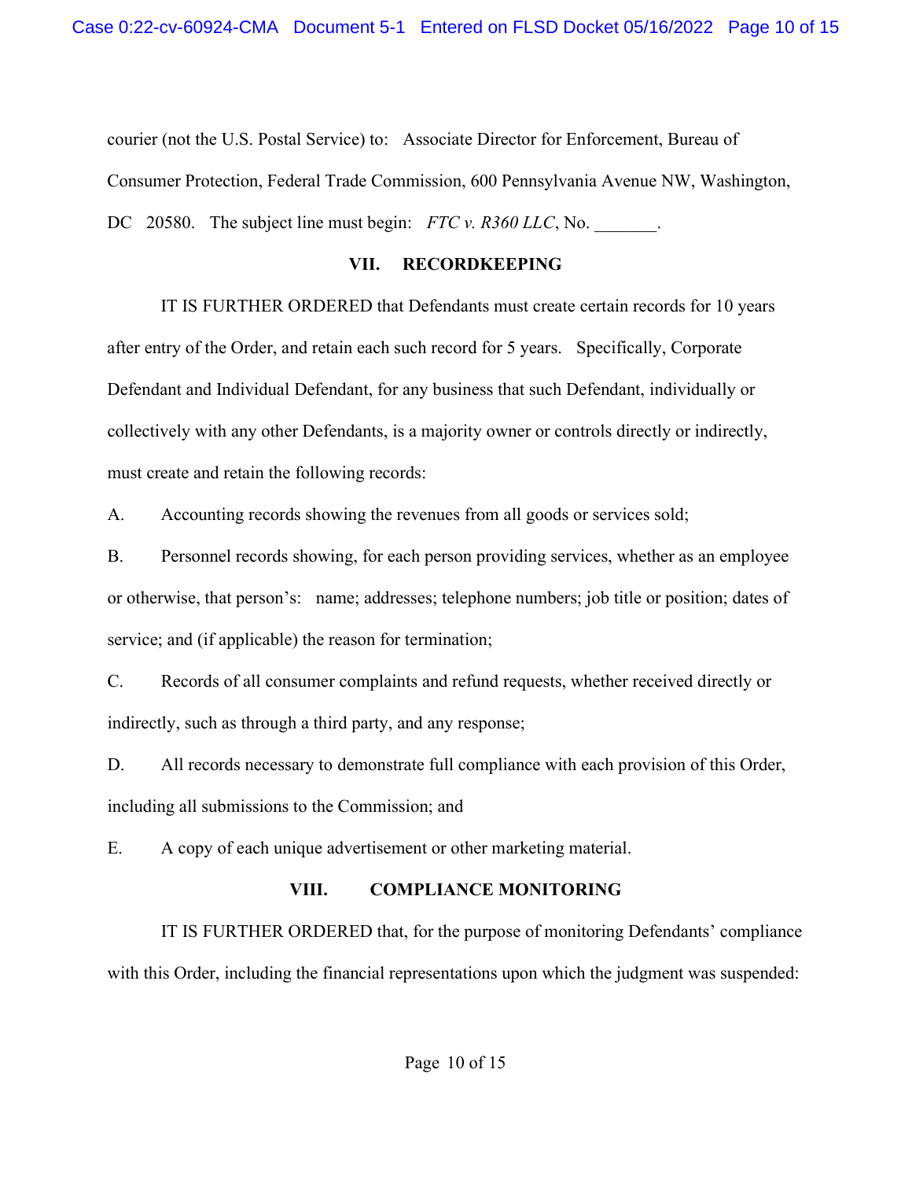courier (not the U.S. Postal Service) to: Associate Director for Enforcement, Bureau of Consumer Protection, Federal Trade Commission, 600 Pennsylvania Avenue NW, Washington, DC 20580. The subject line must begin: *FTC v. R360 LLC*, No. _______.

## VII. RECORDKEEPING

IT IS FURTHER ORDERED that Defendants must create certain records for 10 years after entry of the Order, and retain each such record for 5 years. Specifically, Corporate Defendant and Individual Defendant, for any business that such Defendant, individually or collectively with any other Defendants, is a majority owner or controls directly or indirectly, must create and retain the following records:

A. Accounting records showing the revenues from all goods or services sold;

B. Personnel records showing, for each person providing services, whether as an employee or otherwise, that person's: name; addresses; telephone numbers; job title or position; dates of service; and (if applicable) the reason for termination;

C. Records of all consumer complaints and refund requests, whether received directly or indirectly, such as through a third party, and any response;

D. All records necessary to demonstrate full compliance with each provision of this Order, including all submissions to the Commission; and

E. A copy of each unique advertisement or other marketing material.

## VIII. COMPLIANCE MONITORING

IT IS FURTHER ORDERED that, for the purpose of monitoring Defendants' compliance with this Order, including the financial representations upon which the judgment was suspended: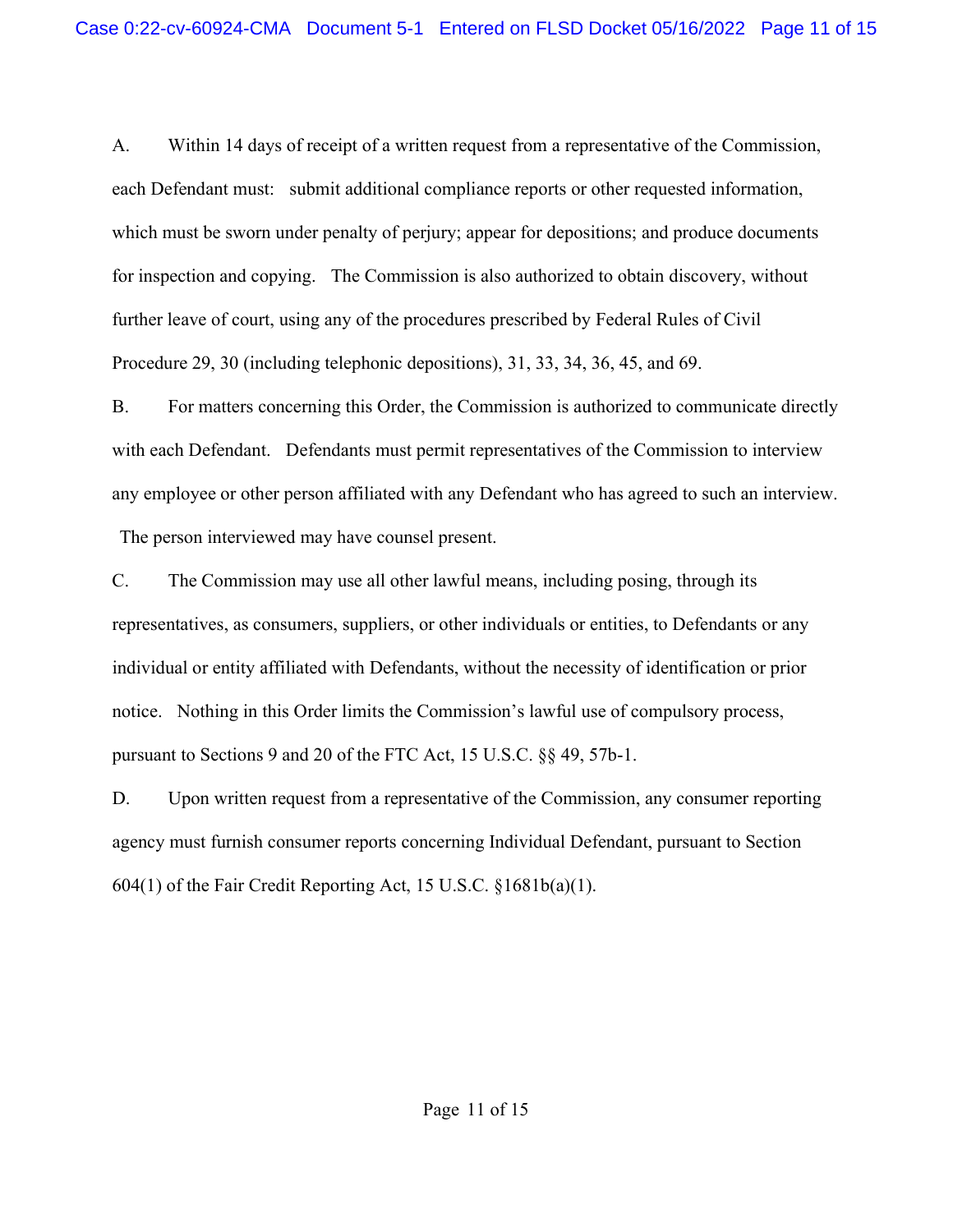A. Within 14 days of receipt of a written request from a representative of the Commission, each Defendant must: submit additional compliance reports or other requested information, which must be sworn under penalty of perjury; appear for depositions; and produce documents for inspection and copying. The Commission is also authorized to obtain discovery, without further leave of court, using any of the procedures prescribed by Federal Rules of Civil Procedure 29, 30 (including telephonic depositions), 31, 33, 34, 36, 45, and 69.

B. For matters concerning this Order, the Commission is authorized to communicate directly with each Defendant. Defendants must permit representatives of the Commission to interview any employee or other person affiliated with any Defendant who has agreed to such an interview. The person interviewed may have counsel present.

C. The Commission may use all other lawful means, including posing, through its representatives, as consumers, suppliers, or other individuals or entities, to Defendants or any individual or entity affiliated with Defendants, without the necessity of identification or prior notice. Nothing in this Order limits the Commission's lawful use of compulsory process, pursuant to Sections 9 and 20 of the FTC Act, 15 U.S.C. §§ 49, 57b-1.

D. Upon written request from a representative of the Commission, any consumer reporting agency must furnish consumer reports concerning Individual Defendant, pursuant to Section 604(1) of the Fair Credit Reporting Act, 15 U.S.C. §1681b(a)(1).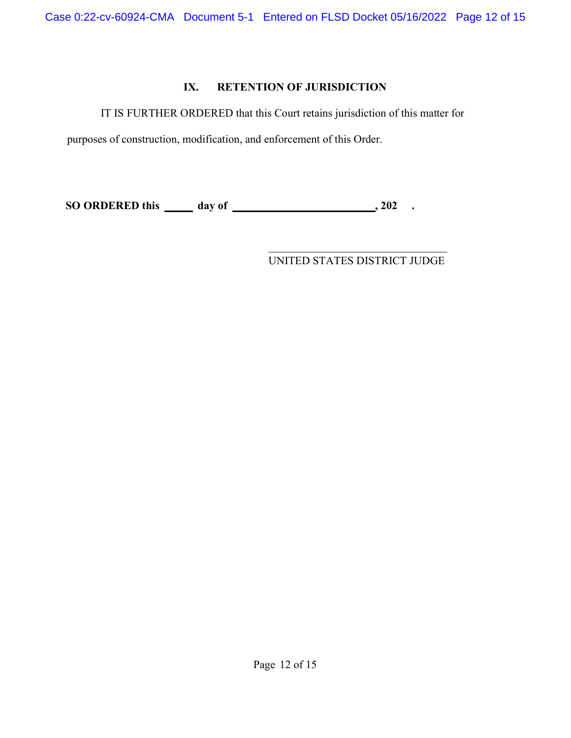## IX. RETENTION OF JURISDICTION

IT IS FURTHER ORDERED that this Court retains jurisdiction of this matter for purposes of construction, modification, and enforcement of this Order.

**SO ORDERED this _____ day of ________________________, 202 .**

_________________________________
UNITED STATES DISTRICT JUDGE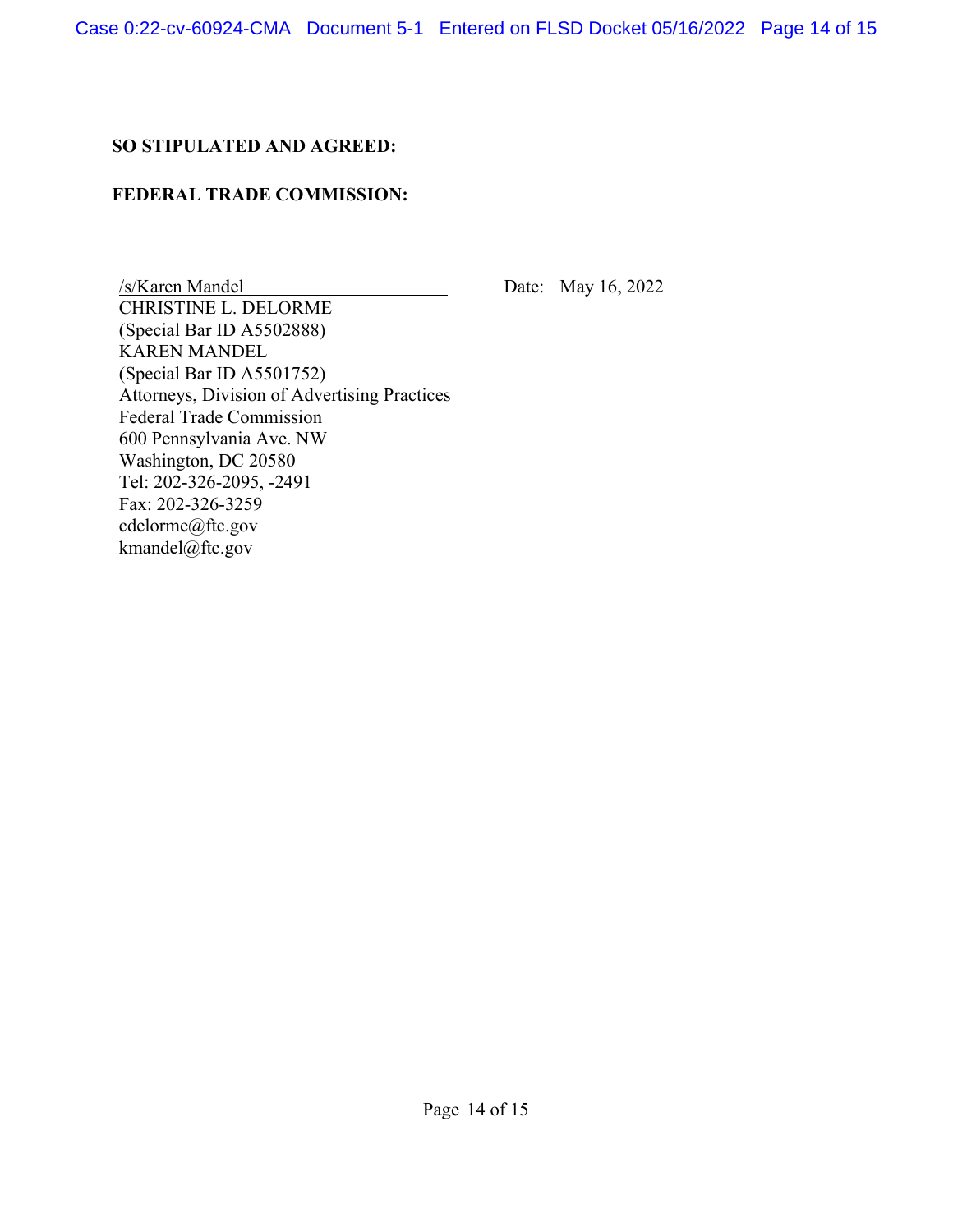**SO STIPULATED AND AGREED:**

**FEDERAL TRADE COMMISSION:**

/s/Karen Mandel                                    Date: May 16, 2022

CHRISTINE L. DELORME
(Special Bar ID A5502888)
KAREN MANDEL
(Special Bar ID A5501752)
Attorneys, Division of Advertising Practices
Federal Trade Commission
600 Pennsylvania Ave. NW
Washington, DC 20580
Tel: 202-326-2095, -2491
Fax: 202-326-3259
cdelorme@ftc.gov
kmandel@ftc.gov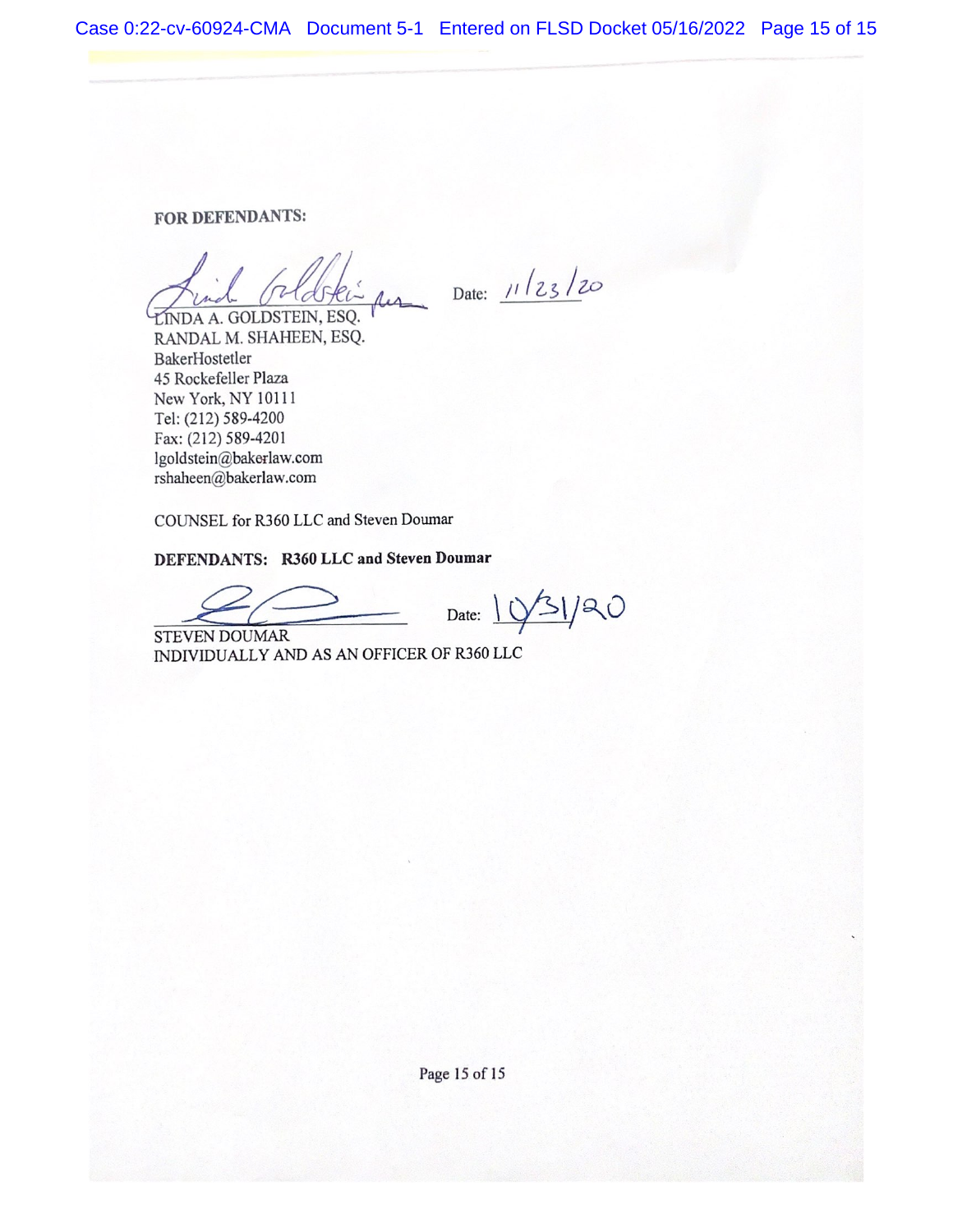**FOR DEFENDANTS:**

Date: 11/23/20

LINDA A. GOLDSTEIN, ESQ.
RANDAL M. SHAHEEN, ESQ.
BakerHostetler
45 Rockefeller Plaza
New York, NY 10111
Tel: (212) 589-4200
Fax: (212) 589-4201
lgoldstein@bakerlaw.com
rshaheen@bakerlaw.com

COUNSEL for R360 LLC and Steven Doumar

**DEFENDANTS: R360 LLC and Steven Doumar**

Date: 10/31/20

STEVEN DOUMAR
INDIVIDUALLY AND AS AN OFFICER OF R360 LLC